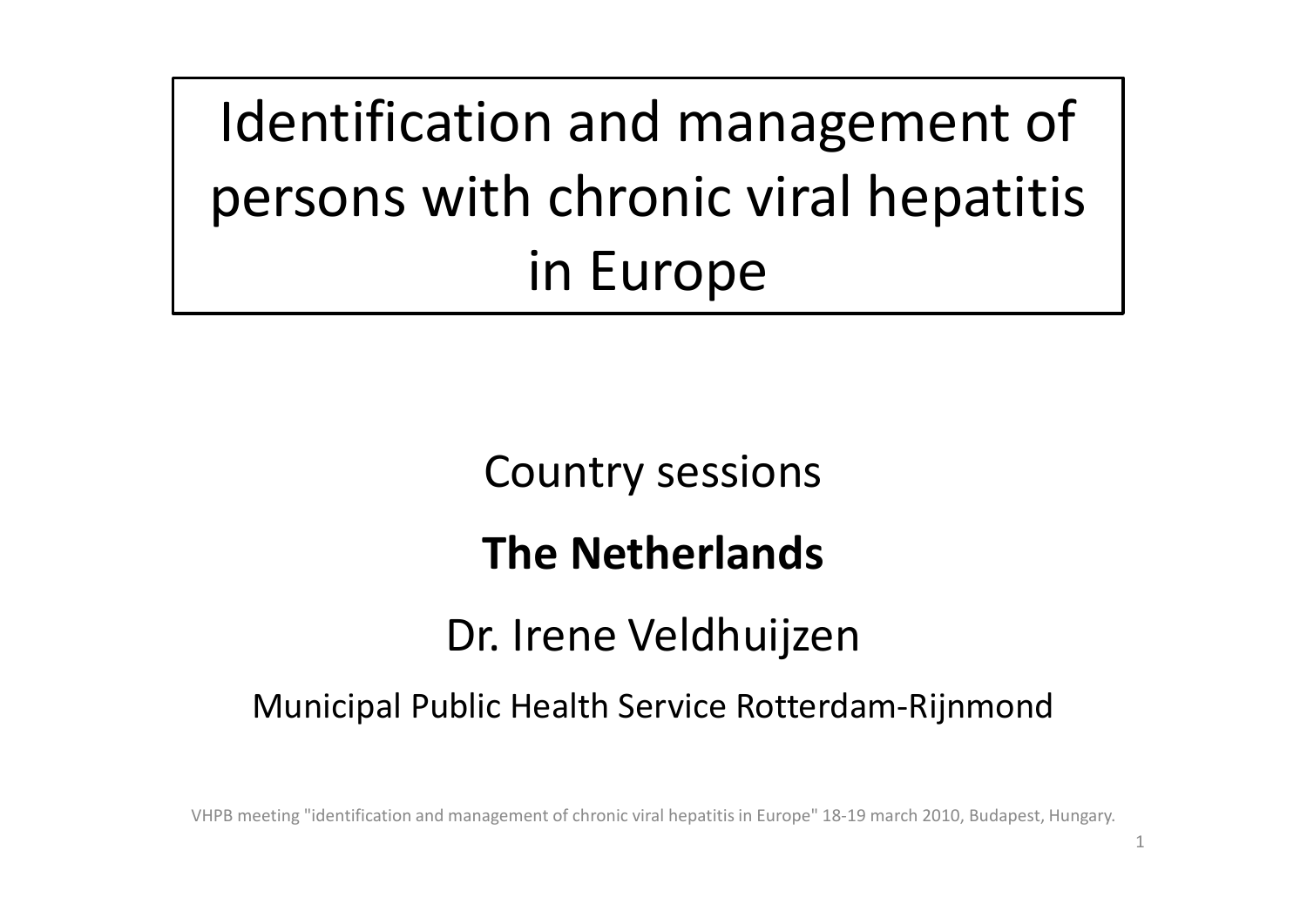# Identification and management of persons with chronic viral hepatitis in Europe

Country sessions

**The Netherlands**

Dr. Irene Veldhuijzen

Municipal Public Health Service Rotterdam-Rijnmond

VHPB meeting "identification and management of chronic viral hepatitis in Europe" 18-19 march 2010, Budapest, Hungary.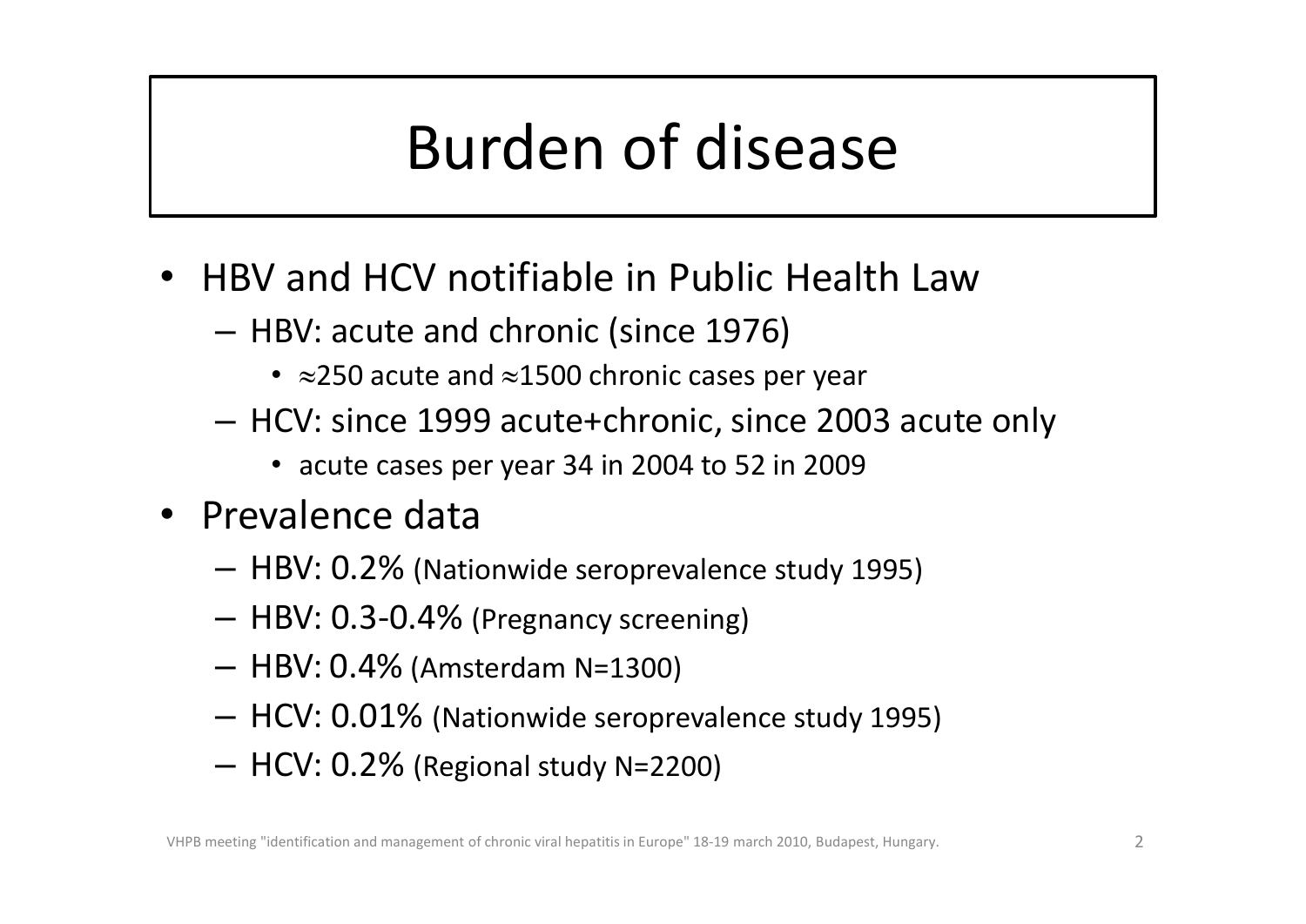# Burden of disease

- HBV and HCV notifiable in Public Health Law
  - HBV: acute and chronic (since 1976)
    - $\approx$250 acute and $\approx$1500 chronic cases per year
  - HCV: since 1999 acute+chronic, since 2003 acute only
    - acute cases per year 34 in 2004 to 52 in 2009
- Prevalence data
  - HBV: 0.2% (Nationwide seroprevalence study 1995)
  - HBV: 0.3-0.4% (Pregnancy screening)
  - HBV: 0.4% (Amsterdam N=1300)
  - HCV: 0.01% (Nationwide seroprevalence study 1995)
  - HCV: 0.2% (Regional study N=2200)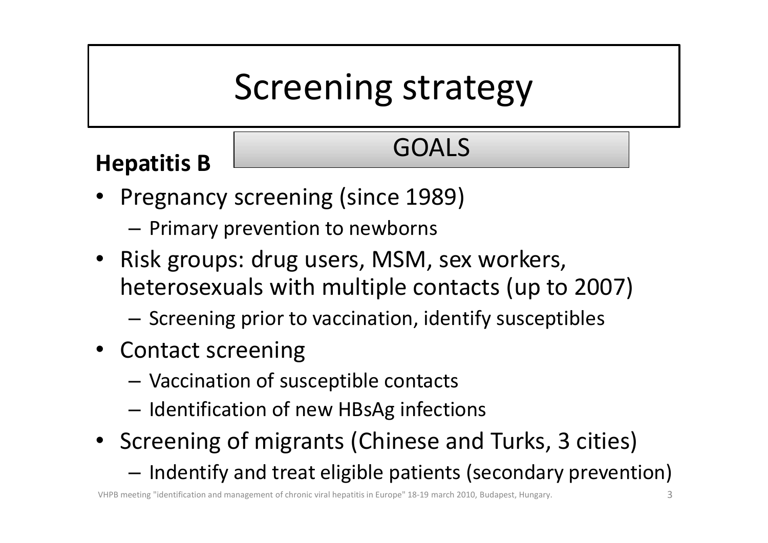# Screening strategy

**Hepatitis B**

GOALS

- Pregnancy screening (since 1989)
  - Primary prevention to newborns
- Risk groups: drug users, MSM, sex workers, heterosexuals with multiple contacts (up to 2007)
  - Screening prior to vaccination, identify susceptibles
- Contact screening
  - Vaccination of susceptible contacts
  - Identification of new HBsAg infections
- Screening of migrants (Chinese and Turks, 3 cities)
  - Indentify and treat eligible patients (secondary prevention)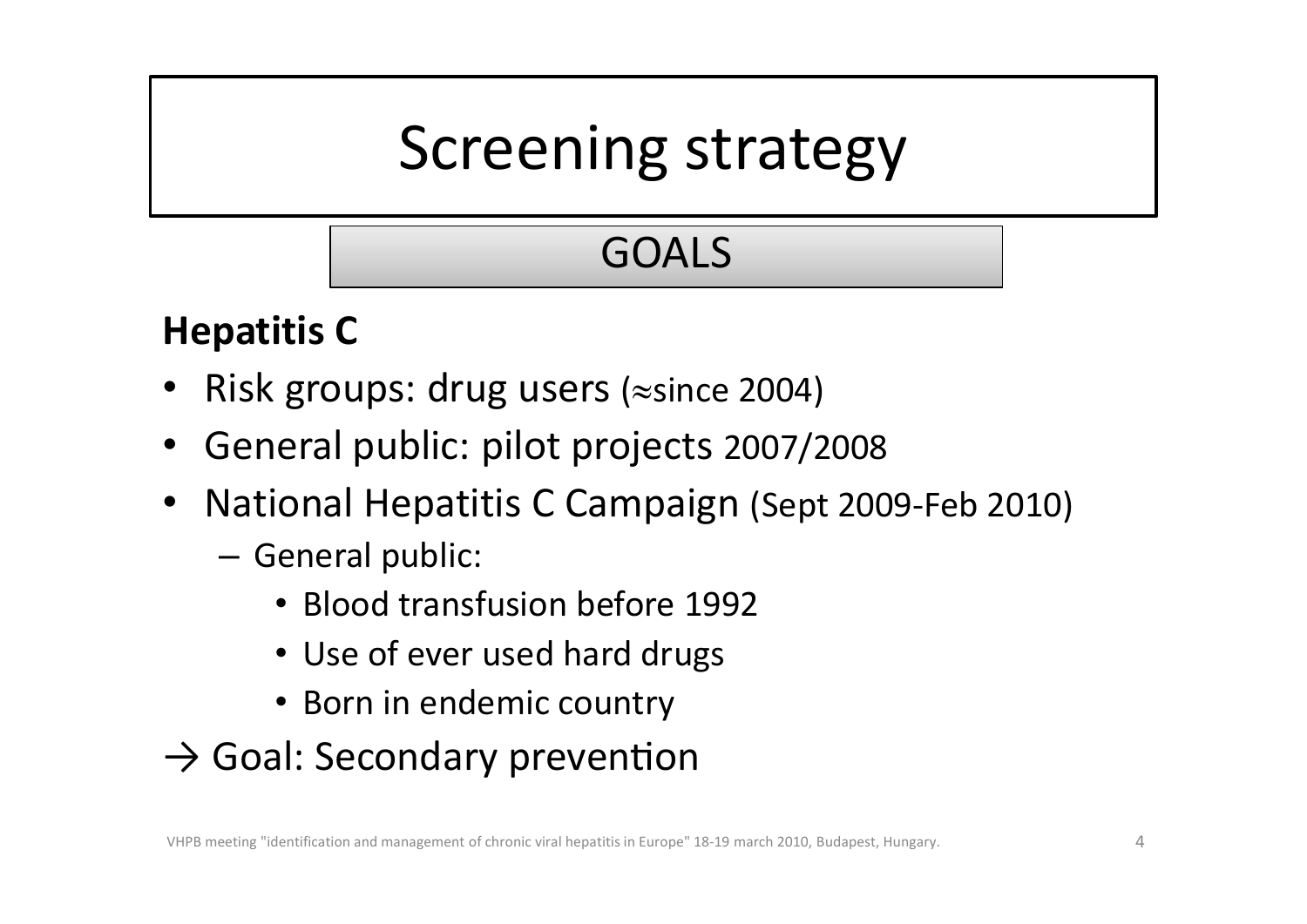# Screening strategy

## GOALS

**Hepatitis C**

- Risk groups: drug users (≈since 2004)
- General public: pilot projects 2007/2008
- National Hepatitis C Campaign (Sept 2009-Feb 2010)
  - General public:
    - Blood transfusion before 1992
    - Use of ever used hard drugs
    - Born in endemic country

→ Goal: Secondary prevention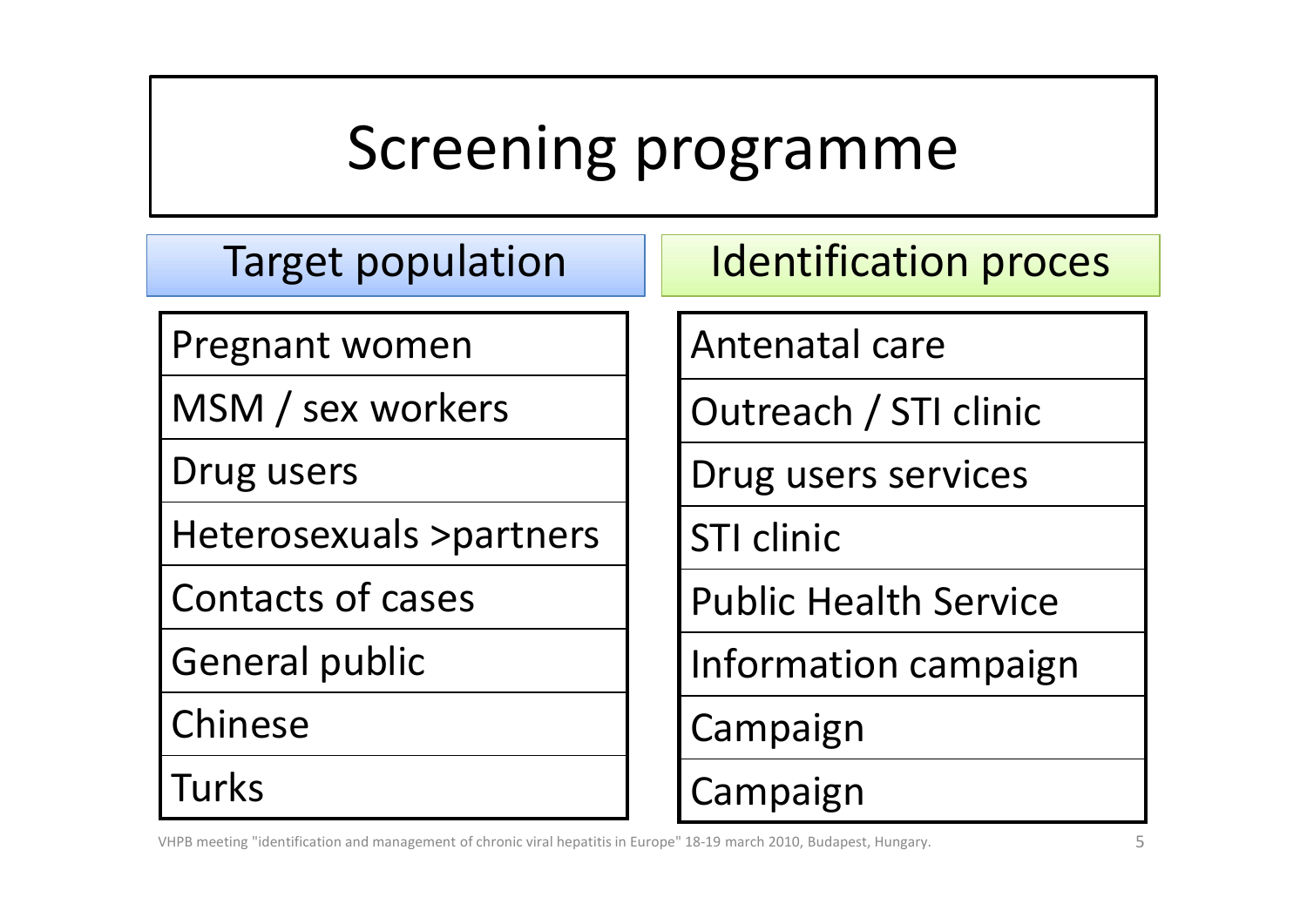# Screening programme

| Target population | Identification proces |
|---|---|
| Pregnant women | Antenatal care |
| MSM / sex workers | Outreach / STI clinic |
| Drug users | Drug users services |
| Heterosexuals >partners | STI clinic |
| Contacts of cases | Public Health Service |
| General public | Information campaign |
| Chinese | Campaign |
| Turks | Campaign |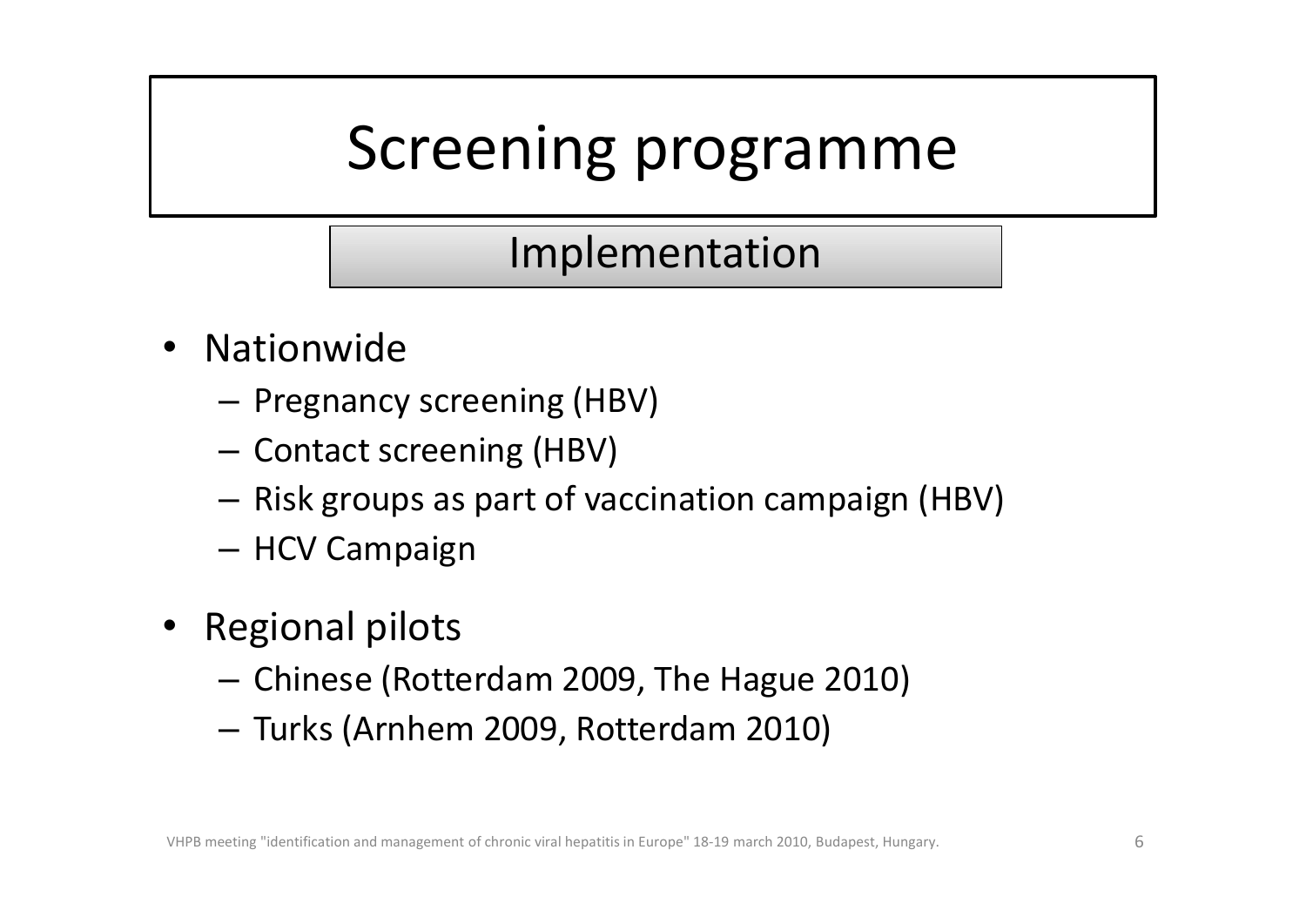# Screening programme

## Implementation

- Nationwide
  - Pregnancy screening (HBV)
  - Contact screening (HBV)
  - Risk groups as part of vaccination campaign (HBV)
  - HCV Campaign
- Regional pilots
  - Chinese (Rotterdam 2009, The Hague 2010)
  - Turks (Arnhem 2009, Rotterdam 2010)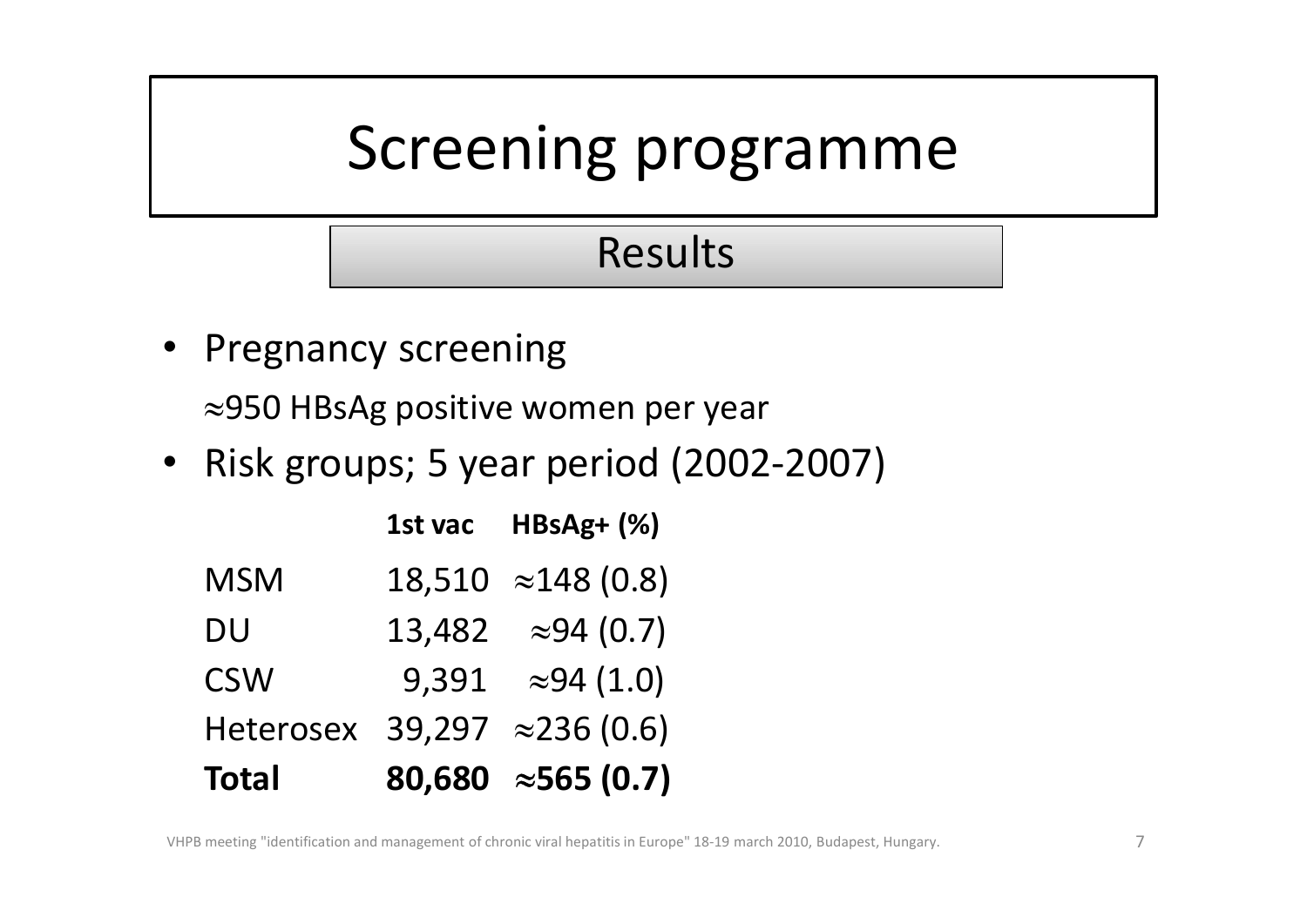# Screening programme

## Results

- Pregnancy screening

  ≈950 HBsAg positive women per year

- Risk groups; 5 year period (2002-2007)

| | **1st vac** | **HBsAg+ (%)** |
|---|---|---|
| MSM | 18,510 | ≈148 (0.8) |
| DU | 13,482 | ≈94 (0.7) |
| CSW | 9,391 | ≈94 (1.0) |
| Heterosex | 39,297 | ≈236 (0.6) |
| **Total** | **80,680** | **≈565 (0.7)** |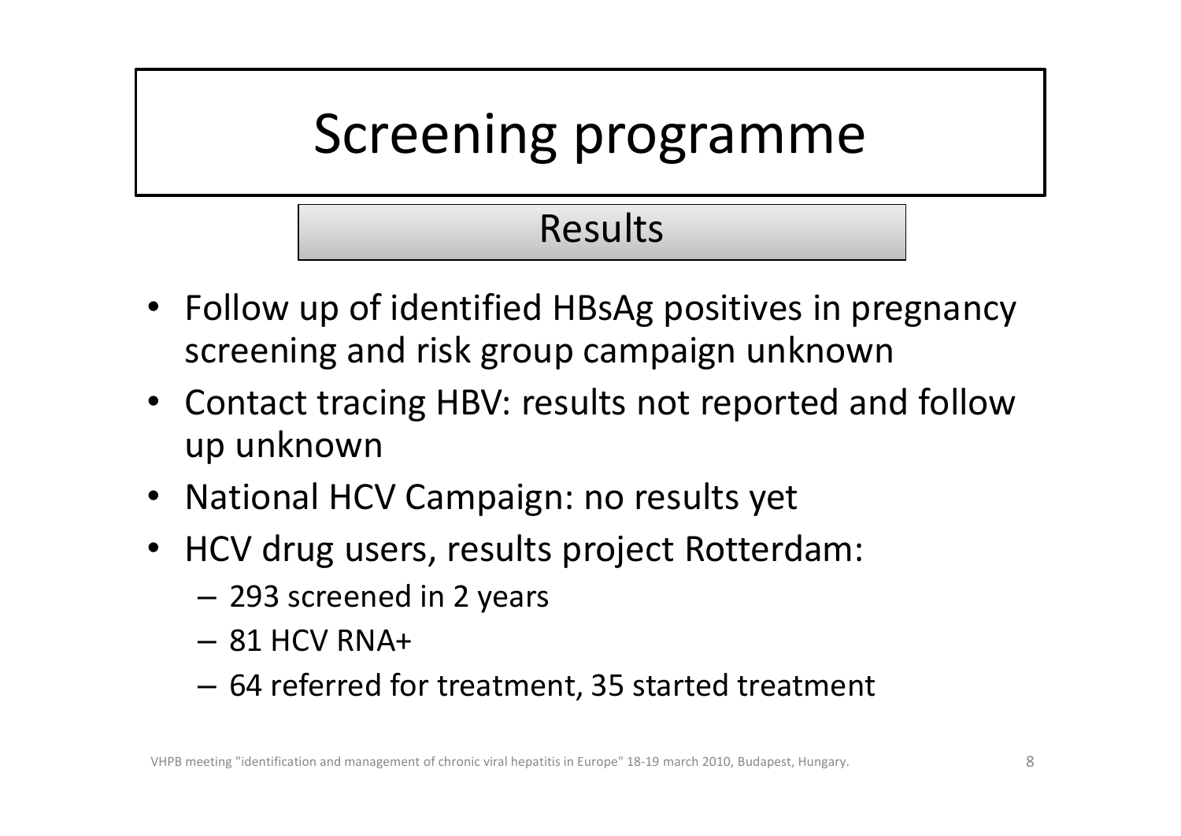# Screening programme

## Results

- Follow up of identified HBsAg positives in pregnancy screening and risk group campaign unknown
- Contact tracing HBV: results not reported and follow up unknown
- National HCV Campaign: no results yet
- HCV drug users, results project Rotterdam:
  - 293 screened in 2 years
  - 81 HCV RNA+
  - 64 referred for treatment, 35 started treatment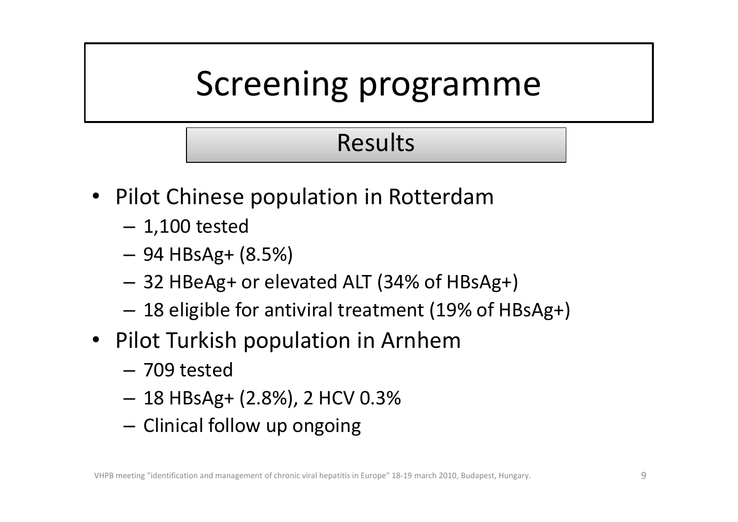# Screening programme

## Results

- Pilot Chinese population in Rotterdam
  - 1,100 tested
  - 94 HBsAg+ (8.5%)
  - 32 HBeAg+ or elevated ALT (34% of HBsAg+)
  - 18 eligible for antiviral treatment (19% of HBsAg+)
- Pilot Turkish population in Arnhem
  - 709 tested
  - 18 HBsAg+ (2.8%), 2 HCV 0.3%
  - Clinical follow up ongoing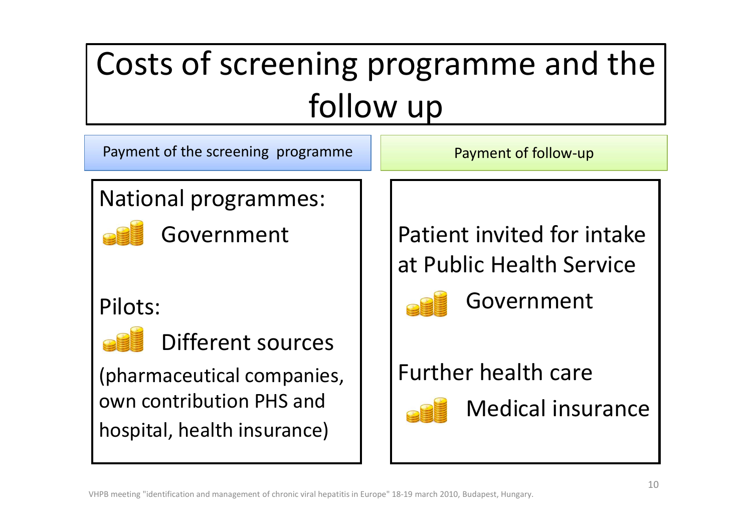# Costs of screening programme and the follow up

## Payment of the screening programme

National programmes:

Government

Pilots:

Different sources

(pharmaceutical companies, own contribution PHS and hospital, health insurance)

## Payment of follow-up

Patient invited for intake at Public Health Service

Government

Further health care

Medical insurance

VHPB meeting "identification and management of chronic viral hepatitis in Europe" 18-19 march 2010, Budapest, Hungary.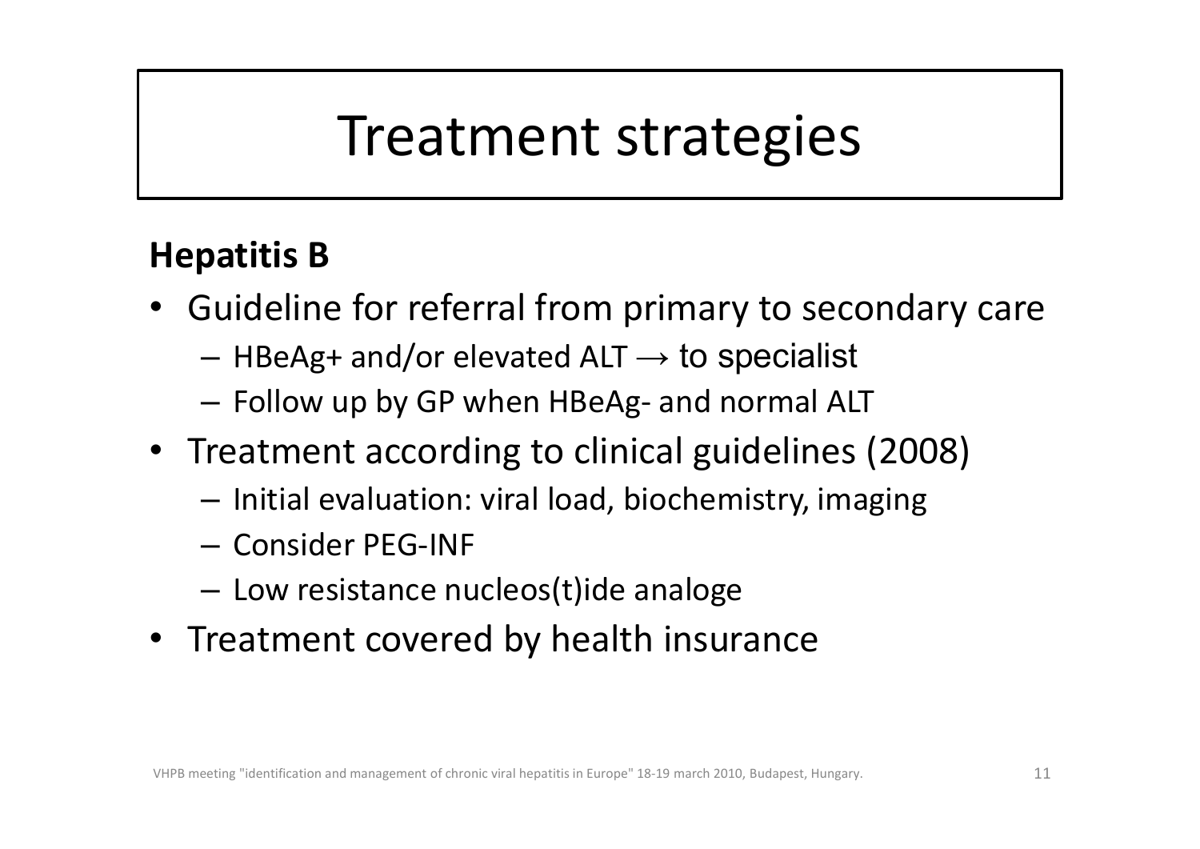# Treatment strategies

**Hepatitis B**

- Guideline for referral from primary to secondary care
  - HBeAg+ and/or elevated ALT → to specialist
  - Follow up by GP when HBeAg- and normal ALT
- Treatment according to clinical guidelines (2008)
  - Initial evaluation: viral load, biochemistry, imaging
  - Consider PEG-INF
  - Low resistance nucleos(t)ide analoge
- Treatment covered by health insurance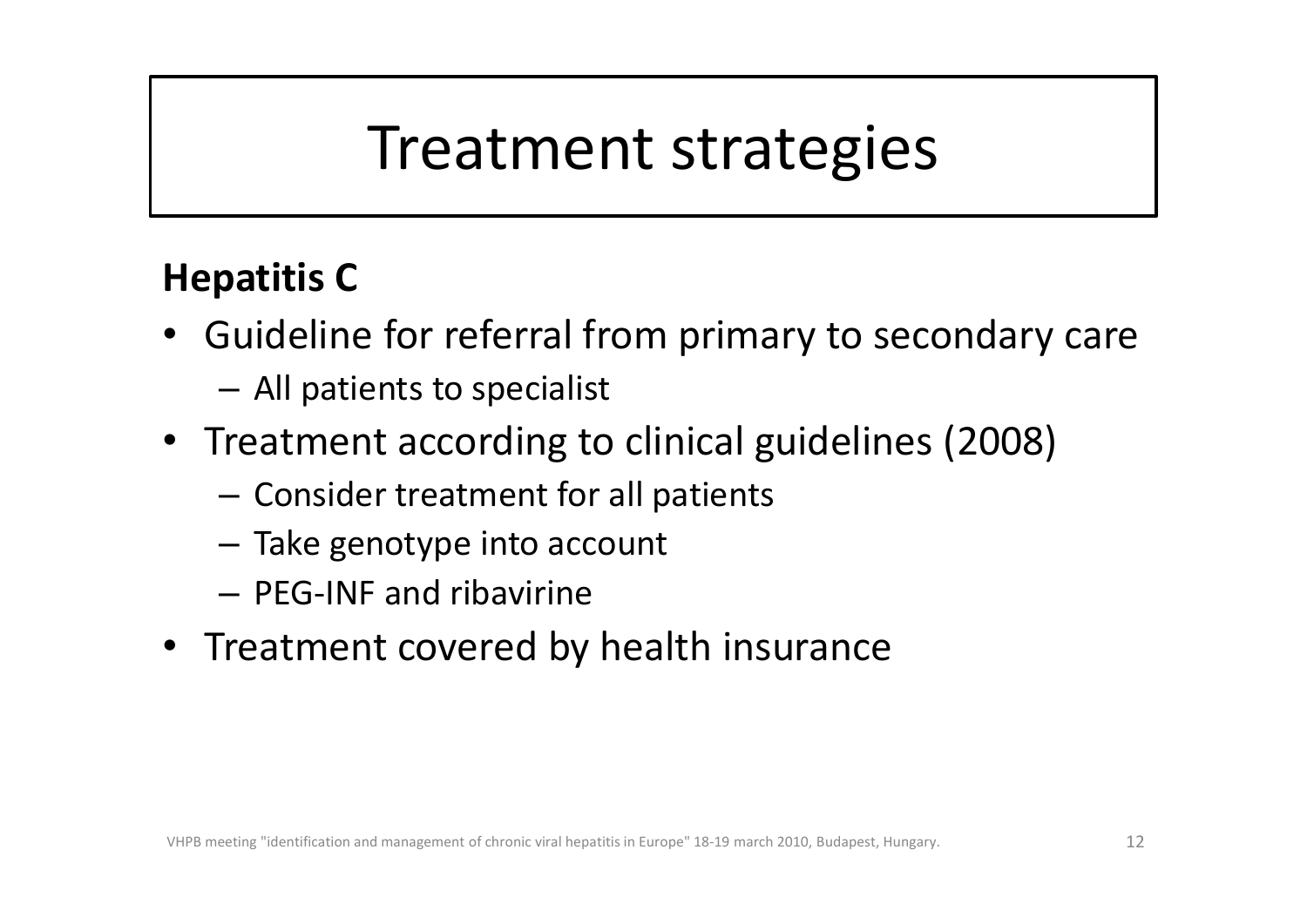# Treatment strategies

**Hepatitis C**

- Guideline for referral from primary to secondary care
  - All patients to specialist
- Treatment according to clinical guidelines (2008)
  - Consider treatment for all patients
  - Take genotype into account
  - PEG-INF and ribavirine
- Treatment covered by health insurance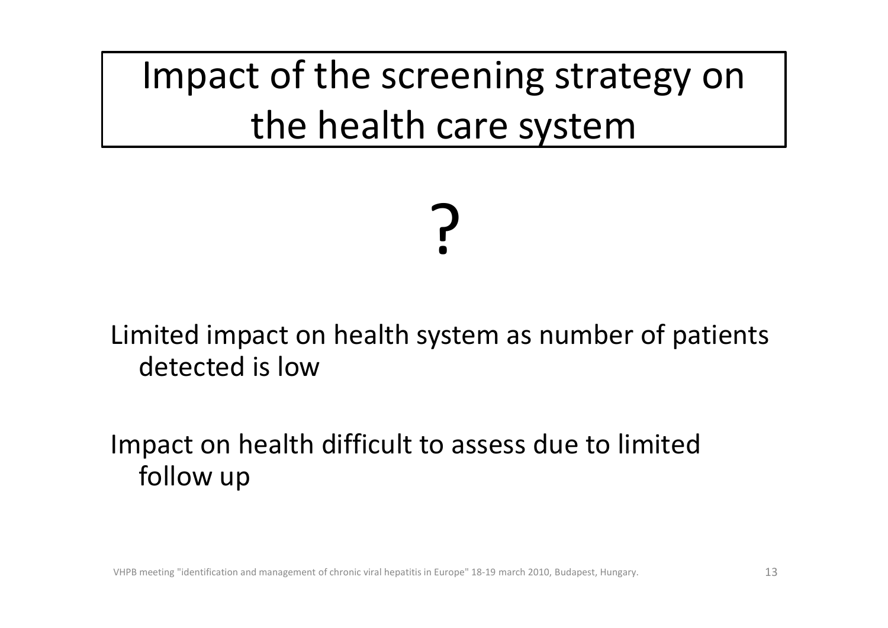# Impact of the screening strategy on the health care system

?

Limited impact on health system as number of patients detected is low

Impact on health difficult to assess due to limited follow up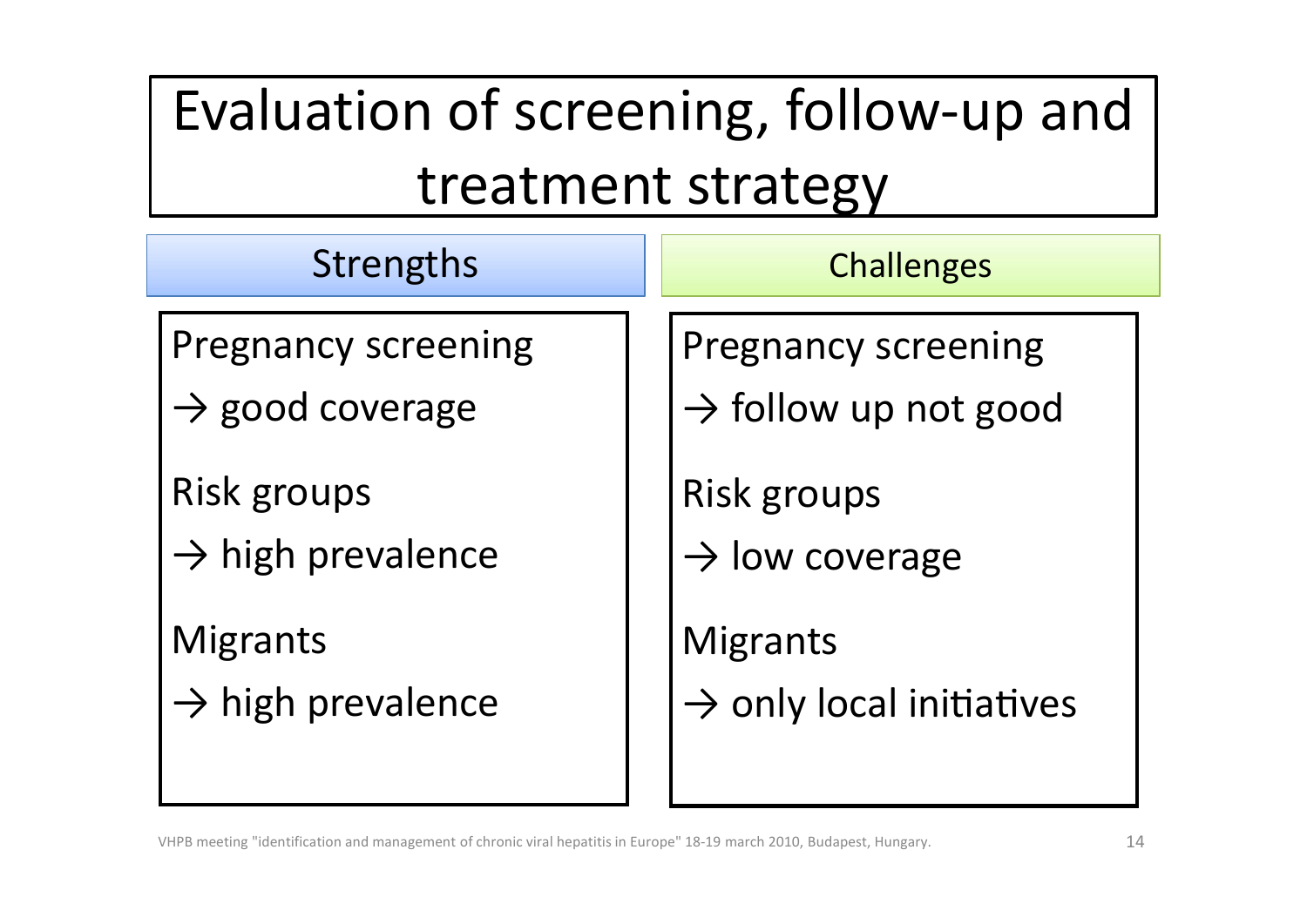# Evaluation of screening, follow-up and treatment strategy

| Strengths | Challenges |
| --- | --- |
| Pregnancy screening → good coverage | Pregnancy screening → follow up not good |
| Risk groups → high prevalence | Risk groups → low coverage |
| Migrants → high prevalence | Migrants → only local initiatives |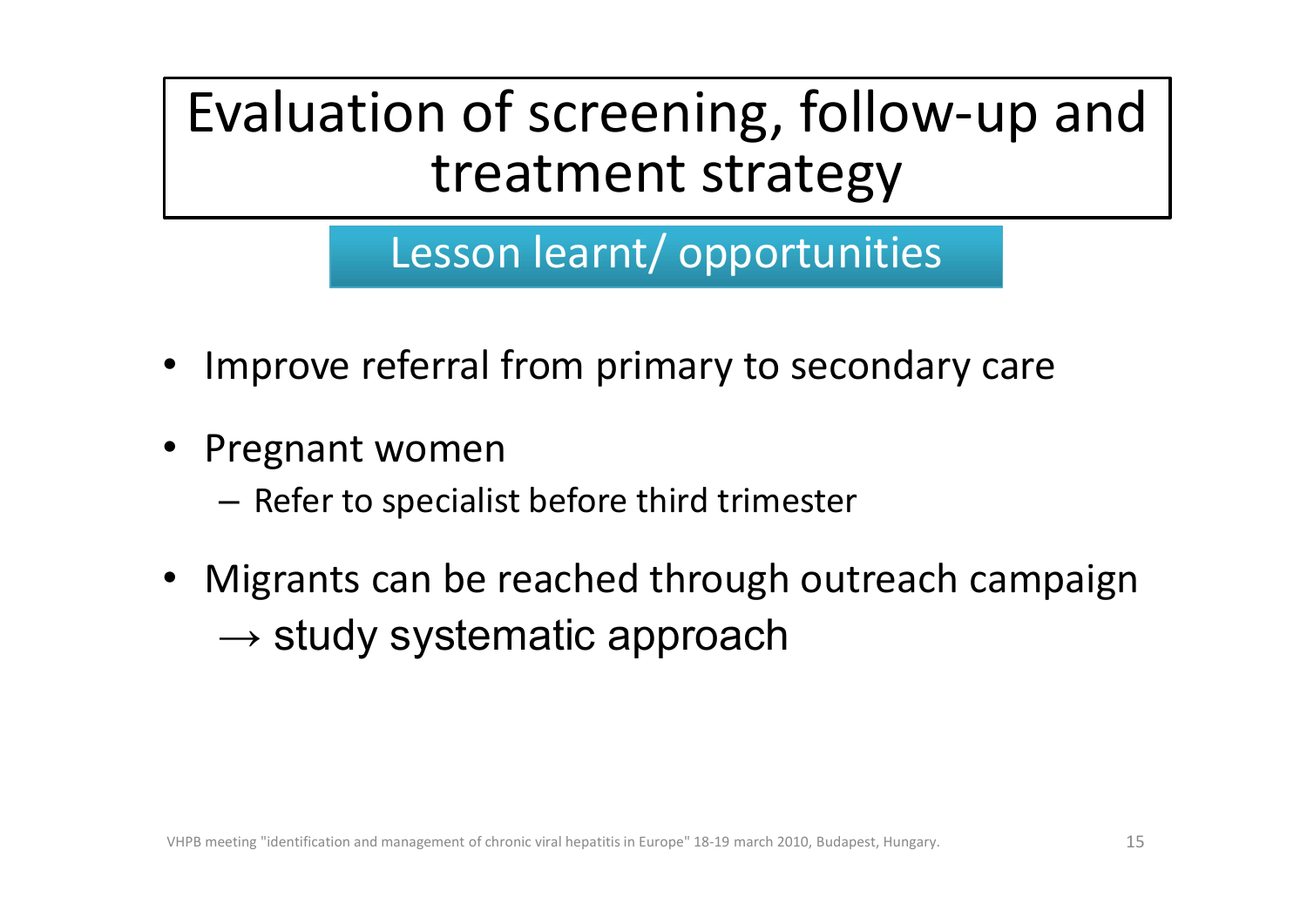# Evaluation of screening, follow-up and treatment strategy

## Lesson learnt/ opportunities

- Improve referral from primary to secondary care
- Pregnant women
  - Refer to specialist before third trimester
- Migrants can be reached through outreach campaign → study systematic approach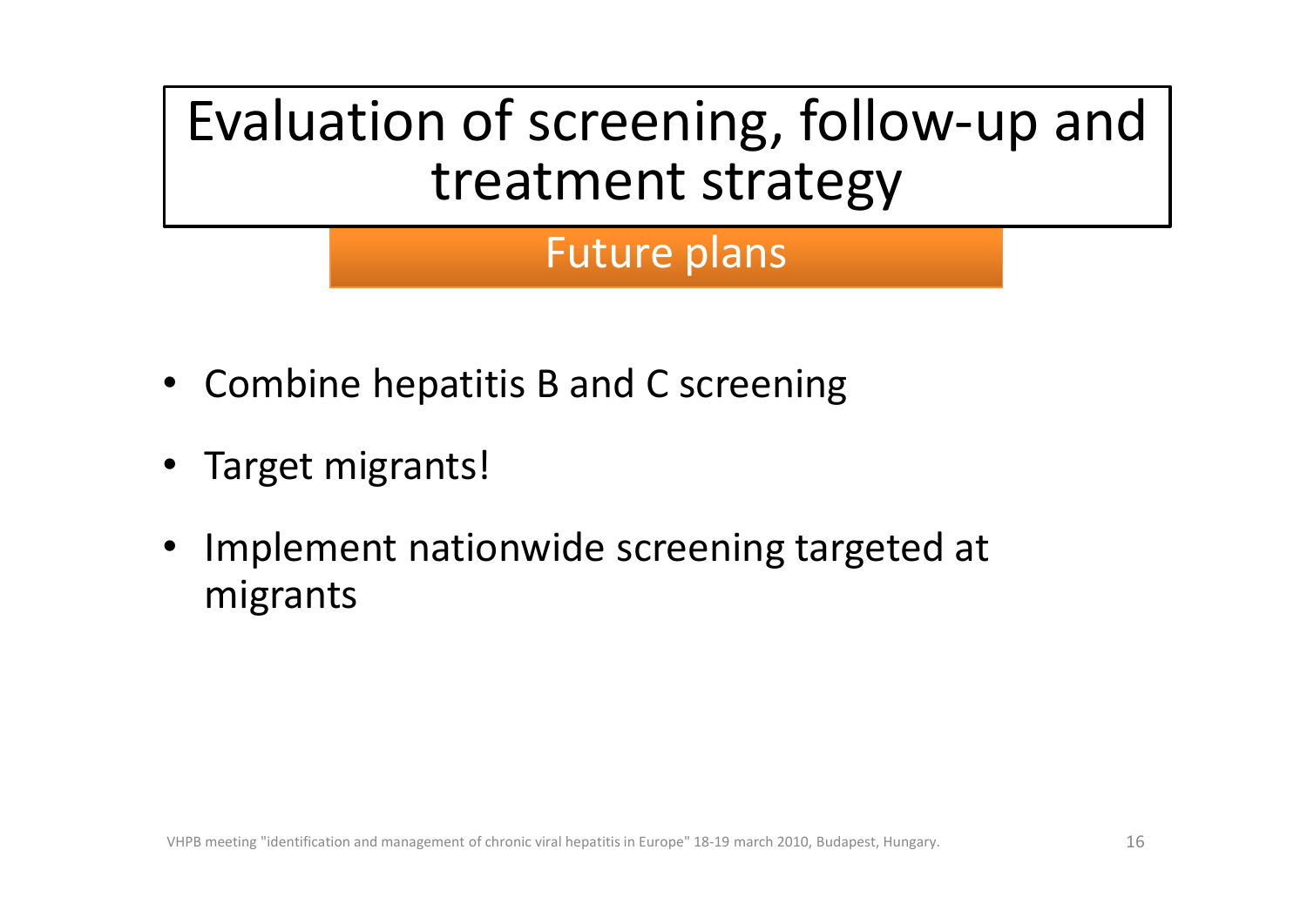# Evaluation of screening, follow-up and treatment strategy

## Future plans

- Combine hepatitis B and C screening
- Target migrants!
- Implement nationwide screening targeted at migrants